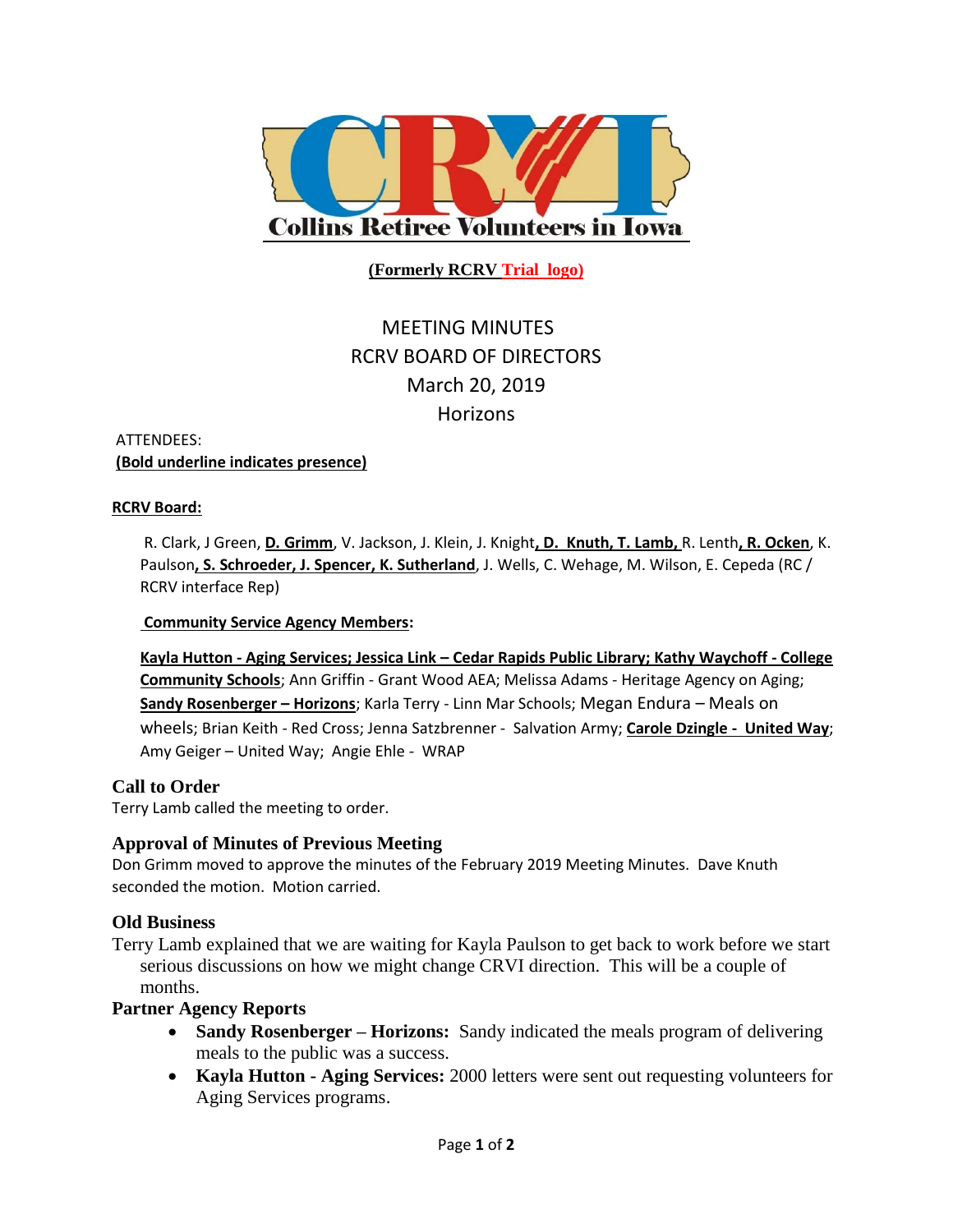**Collins Retiree Volunteers in Iowa**

**(Formerly RCRV Trial logo)**

# MEETING MINUTES
# RCRV BOARD OF DIRECTORS
# March 20, 2019
# Horizons

ATTENDEES:
**(Bold underline indicates presence)**

**RCRV Board:**

R. Clark, J Green, **D. Grimm**, V. Jackson, J. Klein, J. Knight**, D. Knuth, T. Lamb,** R. Lenth**, R. Ocken**, K. Paulson**, S. Schroeder, J. Spencer, K. Sutherland**, J. Wells, C. Wehage, M. Wilson, E. Cepeda (RC / RCRV interface Rep)

**Community Service Agency Members:**

**Kayla Hutton - Aging Services; Jessica Link – Cedar Rapids Public Library; Kathy Waychoff - College Community Schools**; Ann Griffin - Grant Wood AEA; Melissa Adams - Heritage Agency on Aging; **Sandy Rosenberger – Horizons**; Karla Terry - Linn Mar Schools; Megan Endura – Meals on wheels; Brian Keith - Red Cross; Jenna Satzbrenner - Salvation Army; **Carole Dzingle - United Way**; Amy Geiger – United Way; Angie Ehle - WRAP

## Call to Order

Terry Lamb called the meeting to order.

## Approval of Minutes of Previous Meeting

Don Grimm moved to approve the minutes of the February 2019 Meeting Minutes. Dave Knuth seconded the motion. Motion carried.

## Old Business

Terry Lamb explained that we are waiting for Kayla Paulson to get back to work before we start serious discussions on how we might change CRVI direction. This will be a couple of months.

## Partner Agency Reports

- **Sandy Rosenberger – Horizons:** Sandy indicated the meals program of delivering meals to the public was a success.
- **Kayla Hutton - Aging Services:** 2000 letters were sent out requesting volunteers for Aging Services programs.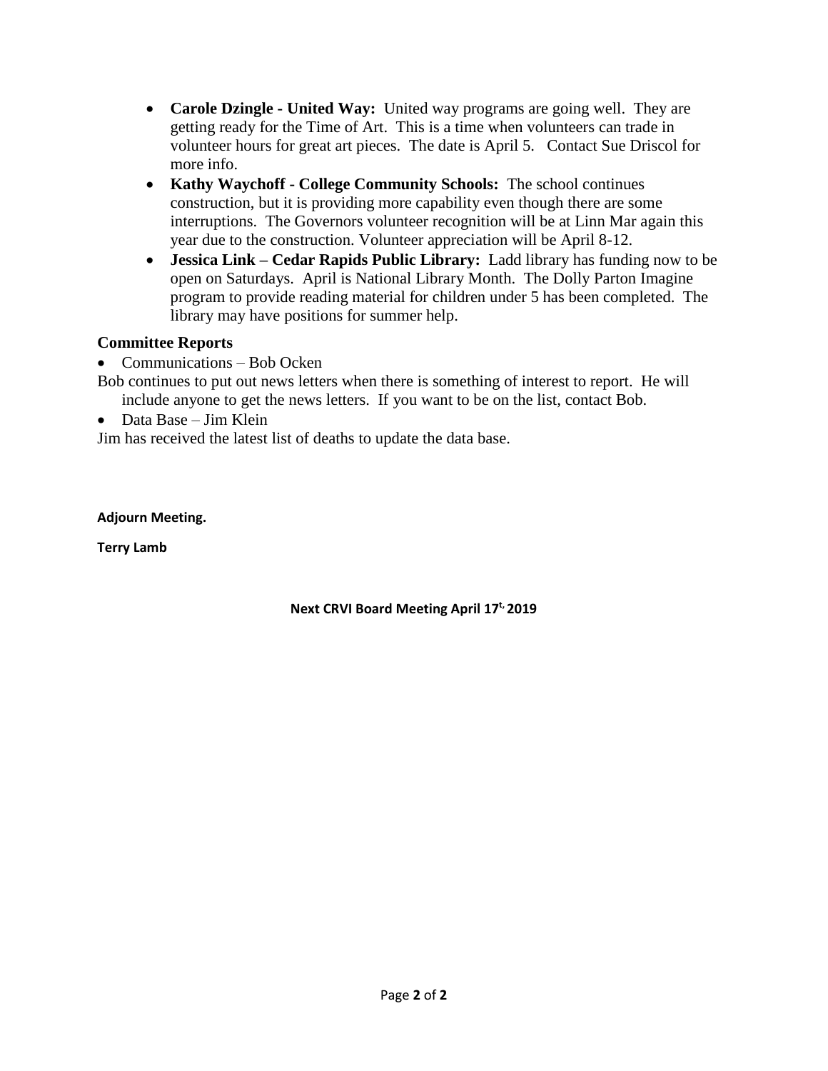- **Carole Dzingle - United Way:** United way programs are going well. They are getting ready for the Time of Art. This is a time when volunteers can trade in volunteer hours for great art pieces. The date is April 5. Contact Sue Driscol for more info.
- **Kathy Waychoff - College Community Schools:** The school continues construction, but it is providing more capability even though there are some interruptions. The Governors volunteer recognition will be at Linn Mar again this year due to the construction. Volunteer appreciation will be April 8-12.
- **Jessica Link – Cedar Rapids Public Library:** Ladd library has funding now to be open on Saturdays. April is National Library Month. The Dolly Parton Imagine program to provide reading material for children under 5 has been completed. The library may have positions for summer help.

## Committee Reports

- Communications – Bob Ocken

Bob continues to put out news letters when there is something of interest to report. He will include anyone to get the news letters. If you want to be on the list, contact Bob.

- Data Base – Jim Klein

Jim has received the latest list of deaths to update the data base.

**Adjourn Meeting.**

**Terry Lamb**

**Next CRVI Board Meeting April 17t, 2019**